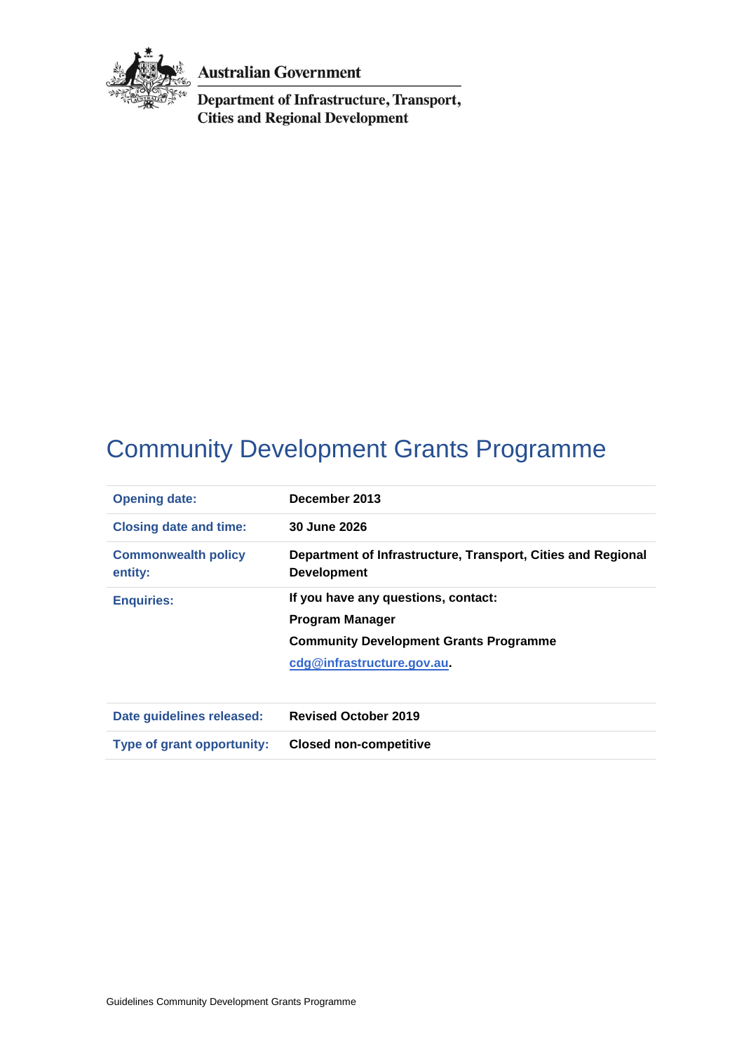Australian Government

Department of Infrastructure, Transport, Cities and Regional Development

# Community Development Grants Programme

| | |
|---|---|
| **Opening date:** | **December 2013** |
| **Closing date and time:** | **30 June 2026** |
| **Commonwealth policy entity:** | **Department of Infrastructure, Transport, Cities and Regional Development** |
| **Enquiries:** | **If you have any questions, contact:**<br>**Program Manager**<br>**Community Development Grants Programme**<br>**cdg@infrastructure.gov.au.** |
| **Date guidelines released:** | **Revised October 2019** |
| **Type of grant opportunity:** | **Closed non-competitive** |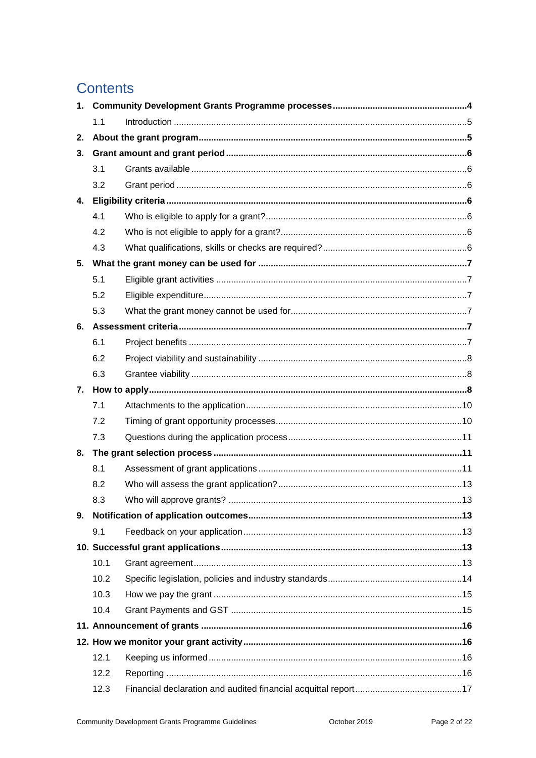# Contents

1. **Community Development Grants Programme processes** ..... **4**
   - 1.1 Introduction ..... 5
2. **About the grant program** ..... **5**
3. **Grant amount and grant period** ..... **6**
   - 3.1 Grants available ..... 6
   - 3.2 Grant period ..... 6
4. **Eligibility criteria** ..... **6**
   - 4.1 Who is eligible to apply for a grant? ..... 6
   - 4.2 Who is not eligible to apply for a grant? ..... 6
   - 4.3 What qualifications, skills or checks are required? ..... 6
5. **What the grant money can be used for** ..... **7**
   - 5.1 Eligible grant activities ..... 7
   - 5.2 Eligible expenditure ..... 7
   - 5.3 What the grant money cannot be used for ..... 7
6. **Assessment criteria** ..... **7**
   - 6.1 Project benefits ..... 7
   - 6.2 Project viability and sustainability ..... 8
   - 6.3 Grantee viability ..... 8
7. **How to apply** ..... **8**
   - 7.1 Attachments to the application ..... 10
   - 7.2 Timing of grant opportunity processes ..... 10
   - 7.3 Questions during the application process ..... 11
8. **The grant selection process** ..... **11**
   - 8.1 Assessment of grant applications ..... 11
   - 8.2 Who will assess the grant application? ..... 13
   - 8.3 Who will approve grants? ..... 13
9. **Notification of application outcomes** ..... **13**
   - 9.1 Feedback on your application ..... 13
10. **Successful grant applications** ..... **13**
    - 10.1 Grant agreement ..... 13
    - 10.2 Specific legislation, policies and industry standards ..... 14
    - 10.3 How we pay the grant ..... 15
    - 10.4 Grant Payments and GST ..... 15
11. **Announcement of grants** ..... **16**
12. **How we monitor your grant activity** ..... **16**
    - 12.1 Keeping us informed ..... 16
    - 12.2 Reporting ..... 16
    - 12.3 Financial declaration and audited financial acquittal report ..... 17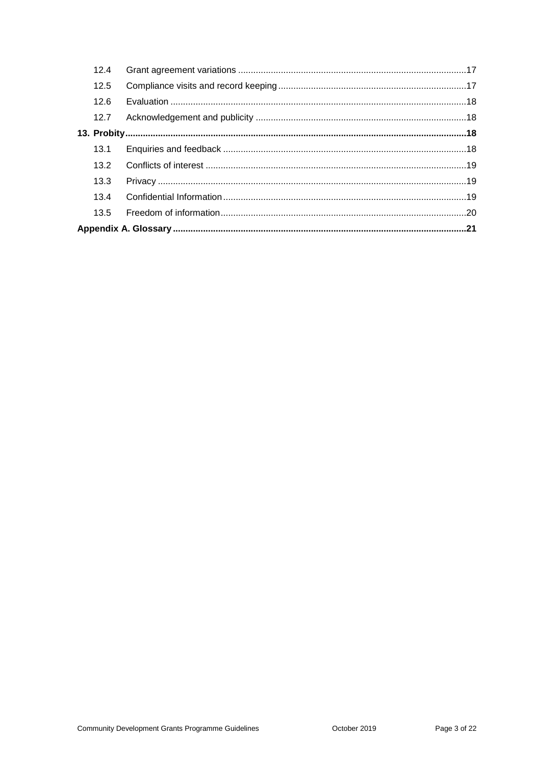| | | |
|---|---|---|
| 12.4 | Grant agreement variations | 17 |
| 12.5 | Compliance visits and record keeping | 17 |
| 12.6 | Evaluation | 18 |
| 12.7 | Acknowledgement and publicity | 18 |
| **13. Probity** | | **18** |
| 13.1 | Enquiries and feedback | 18 |
| 13.2 | Conflicts of interest | 19 |
| 13.3 | Privacy | 19 |
| 13.4 | Confidential Information | 19 |
| 13.5 | Freedom of information | 20 |
| **Appendix A. Glossary** | | **21** |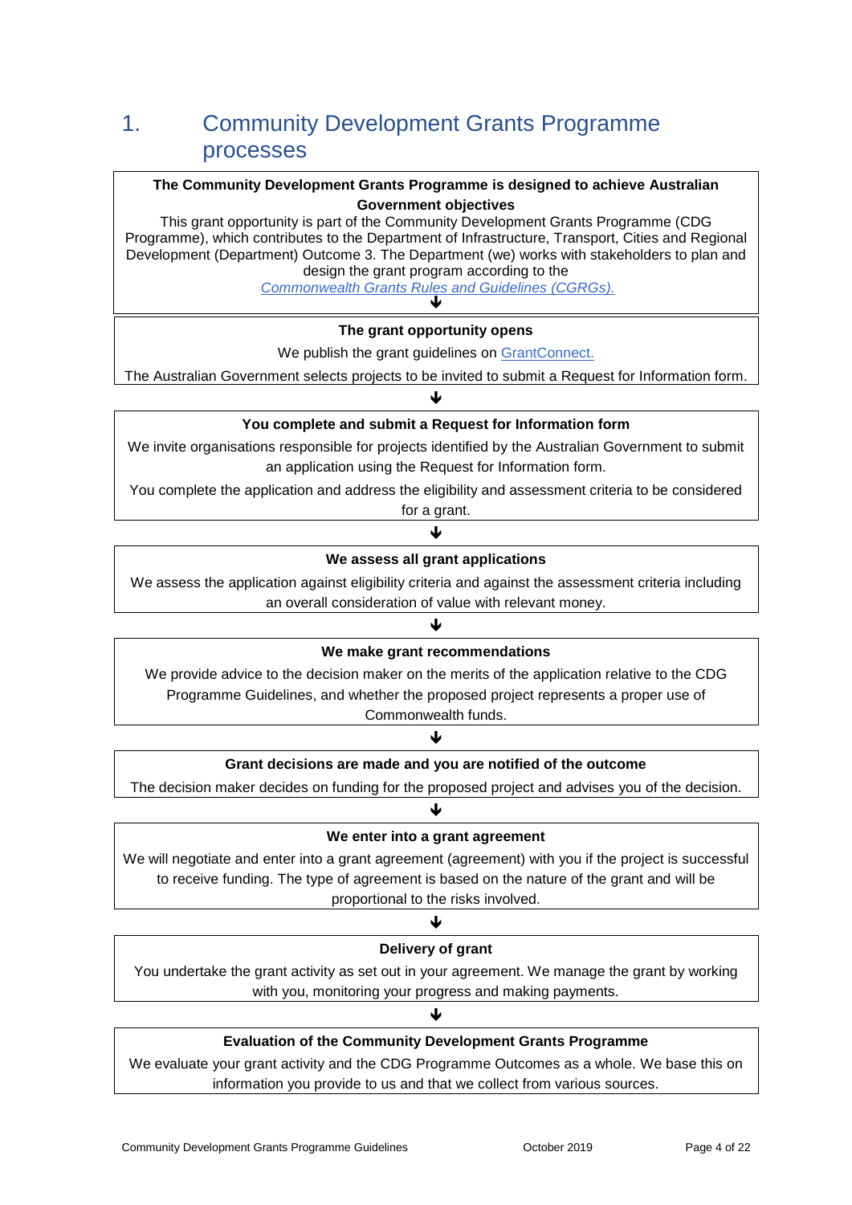# 1. Community Development Grants Programme processes

**The Community Development Grants Programme is designed to achieve Australian Government objectives**

This grant opportunity is part of the Community Development Grants Programme (CDG Programme), which contributes to the Department of Infrastructure, Transport, Cities and Regional Development (Department) Outcome 3. The Department (we) works with stakeholders to plan and design the grant program according to the *Commonwealth Grants Rules and Guidelines (CGRGs).*

↓

**The grant opportunity opens**

We publish the grant guidelines on GrantConnect.

The Australian Government selects projects to be invited to submit a Request for Information form.

↓

**You complete and submit a Request for Information form**

We invite organisations responsible for projects identified by the Australian Government to submit an application using the Request for Information form.

You complete the application and address the eligibility and assessment criteria to be considered for a grant.

↓

**We assess all grant applications**

We assess the application against eligibility criteria and against the assessment criteria including an overall consideration of value with relevant money.

↓

**We make grant recommendations**

We provide advice to the decision maker on the merits of the application relative to the CDG Programme Guidelines, and whether the proposed project represents a proper use of Commonwealth funds.

↓

**Grant decisions are made and you are notified of the outcome**

The decision maker decides on funding for the proposed project and advises you of the decision.

↓

**We enter into a grant agreement**

We will negotiate and enter into a grant agreement (agreement) with you if the project is successful to receive funding. The type of agreement is based on the nature of the grant and will be proportional to the risks involved.

↓

**Delivery of grant**

You undertake the grant activity as set out in your agreement. We manage the grant by working with you, monitoring your progress and making payments.

↓

**Evaluation of the Community Development Grants Programme**

We evaluate your grant activity and the CDG Programme Outcomes as a whole. We base this on information you provide to us and that we collect from various sources.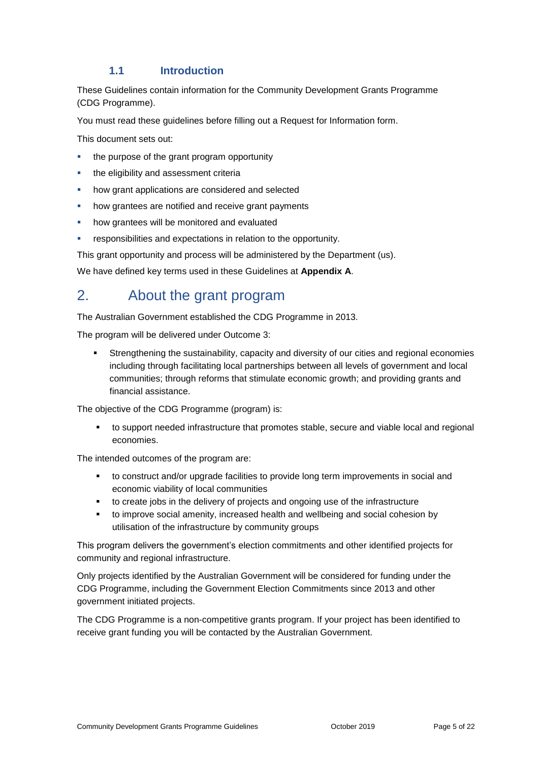### 1.1 Introduction

These Guidelines contain information for the Community Development Grants Programme (CDG Programme).

You must read these guidelines before filling out a Request for Information form.

This document sets out:

- the purpose of the grant program opportunity
- the eligibility and assessment criteria
- how grant applications are considered and selected
- how grantees are notified and receive grant payments
- how grantees will be monitored and evaluated
- responsibilities and expectations in relation to the opportunity.

This grant opportunity and process will be administered by the Department (us).

We have defined key terms used in these Guidelines at **Appendix A**.

## 2. About the grant program

The Australian Government established the CDG Programme in 2013.

The program will be delivered under Outcome 3:

- Strengthening the sustainability, capacity and diversity of our cities and regional economies including through facilitating local partnerships between all levels of government and local communities; through reforms that stimulate economic growth; and providing grants and financial assistance.

The objective of the CDG Programme (program) is:

- to support needed infrastructure that promotes stable, secure and viable local and regional economies.

The intended outcomes of the program are:

- to construct and/or upgrade facilities to provide long term improvements in social and economic viability of local communities
- to create jobs in the delivery of projects and ongoing use of the infrastructure
- to improve social amenity, increased health and wellbeing and social cohesion by utilisation of the infrastructure by community groups

This program delivers the government's election commitments and other identified projects for community and regional infrastructure.

Only projects identified by the Australian Government will be considered for funding under the CDG Programme, including the Government Election Commitments since 2013 and other government initiated projects.

The CDG Programme is a non-competitive grants program. If your project has been identified to receive grant funding you will be contacted by the Australian Government.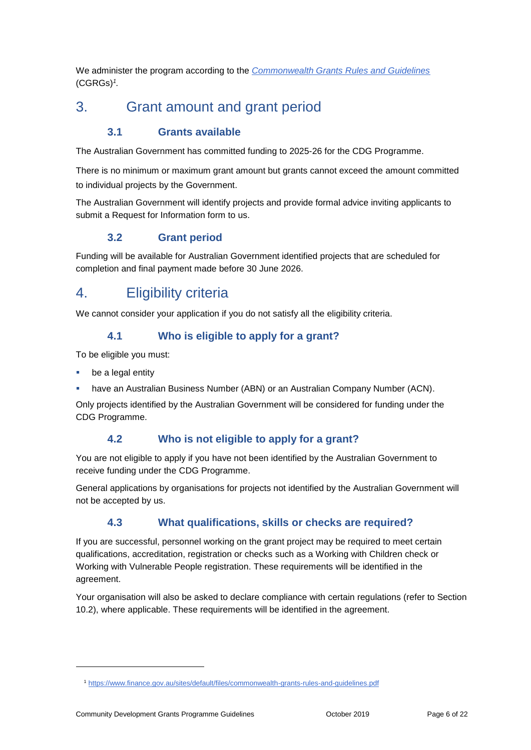We administer the program according to the *[Commonwealth Grants Rules and Guidelines](https://www.finance.gov.au/sites/default/files/commonwealth-grants-rules-and-guidelines.pdf)* (CGRGs)[1].

# 3. Grant amount and grant period

## 3.1 Grants available

The Australian Government has committed funding to 2025-26 for the CDG Programme.

There is no minimum or maximum grant amount but grants cannot exceed the amount committed to individual projects by the Government.

The Australian Government will identify projects and provide formal advice inviting applicants to submit a Request for Information form to us.

## 3.2 Grant period

Funding will be available for Australian Government identified projects that are scheduled for completion and final payment made before 30 June 2026.

# 4. Eligibility criteria

We cannot consider your application if you do not satisfy all the eligibility criteria.

## 4.1 Who is eligible to apply for a grant?

To be eligible you must:

- be a legal entity
- have an Australian Business Number (ABN) or an Australian Company Number (ACN).

Only projects identified by the Australian Government will be considered for funding under the CDG Programme.

## 4.2 Who is not eligible to apply for a grant?

You are not eligible to apply if you have not been identified by the Australian Government to receive funding under the CDG Programme.

General applications by organisations for projects not identified by the Australian Government will not be accepted by us.

## 4.3 What qualifications, skills or checks are required?

If you are successful, personnel working on the grant project may be required to meet certain qualifications, accreditation, registration or checks such as a Working with Children check or Working with Vulnerable People registration. These requirements will be identified in the agreement.

Your organisation will also be asked to declare compliance with certain regulations (refer to Section 10.2), where applicable. These requirements will be identified in the agreement.

---

[1] https://www.finance.gov.au/sites/default/files/commonwealth-grants-rules-and-guidelines.pdf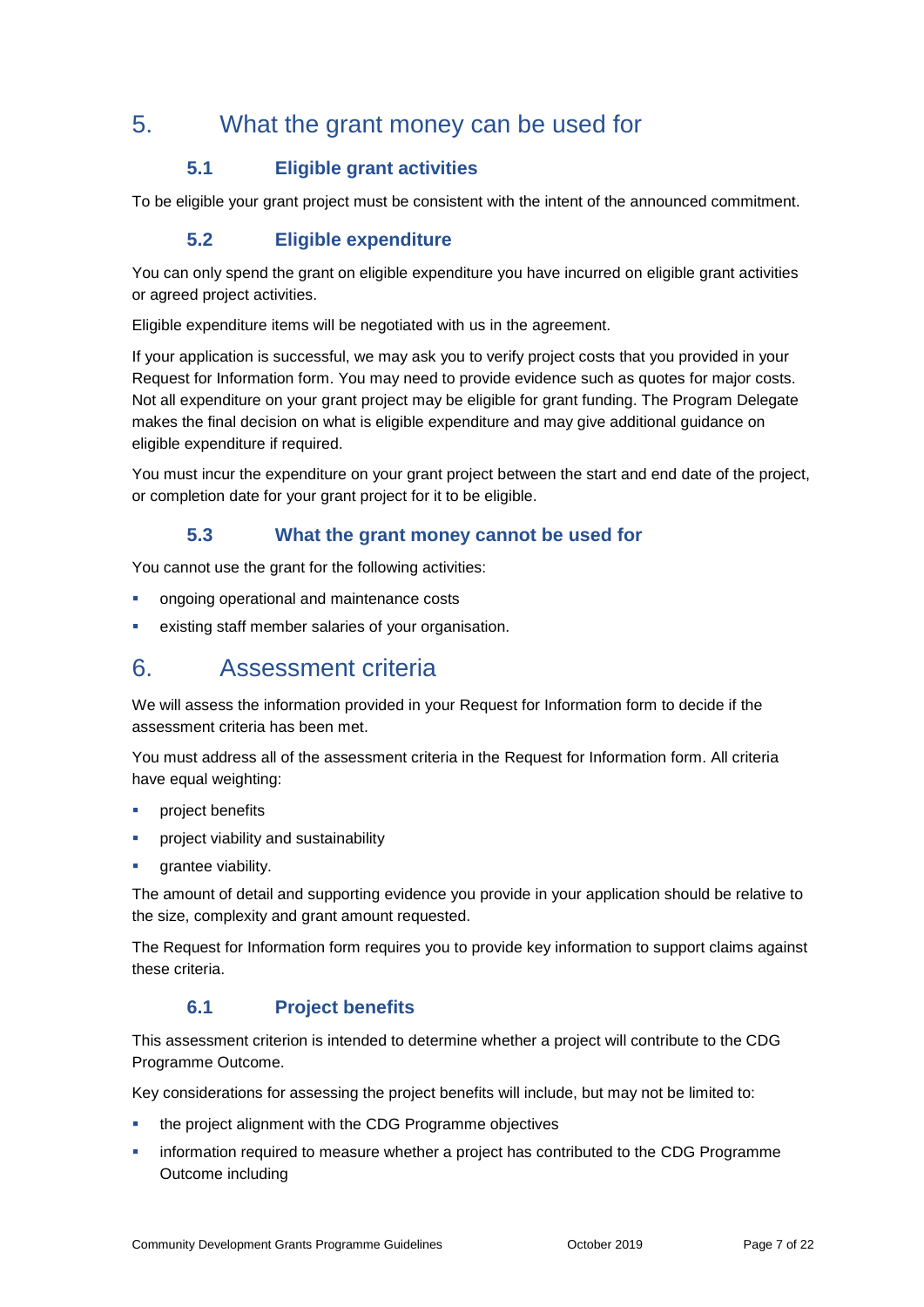# 5. What the grant money can be used for

## 5.1 Eligible grant activities

To be eligible your grant project must be consistent with the intent of the announced commitment.

## 5.2 Eligible expenditure

You can only spend the grant on eligible expenditure you have incurred on eligible grant activities or agreed project activities.

Eligible expenditure items will be negotiated with us in the agreement.

If your application is successful, we may ask you to verify project costs that you provided in your Request for Information form. You may need to provide evidence such as quotes for major costs. Not all expenditure on your grant project may be eligible for grant funding. The Program Delegate makes the final decision on what is eligible expenditure and may give additional guidance on eligible expenditure if required.

You must incur the expenditure on your grant project between the start and end date of the project, or completion date for your grant project for it to be eligible.

## 5.3 What the grant money cannot be used for

You cannot use the grant for the following activities:

- ongoing operational and maintenance costs
- existing staff member salaries of your organisation.

# 6. Assessment criteria

We will assess the information provided in your Request for Information form to decide if the assessment criteria has been met.

You must address all of the assessment criteria in the Request for Information form. All criteria have equal weighting:

- project benefits
- project viability and sustainability
- grantee viability.

The amount of detail and supporting evidence you provide in your application should be relative to the size, complexity and grant amount requested.

The Request for Information form requires you to provide key information to support claims against these criteria.

## 6.1 Project benefits

This assessment criterion is intended to determine whether a project will contribute to the CDG Programme Outcome.

Key considerations for assessing the project benefits will include, but may not be limited to:

- the project alignment with the CDG Programme objectives
- information required to measure whether a project has contributed to the CDG Programme Outcome including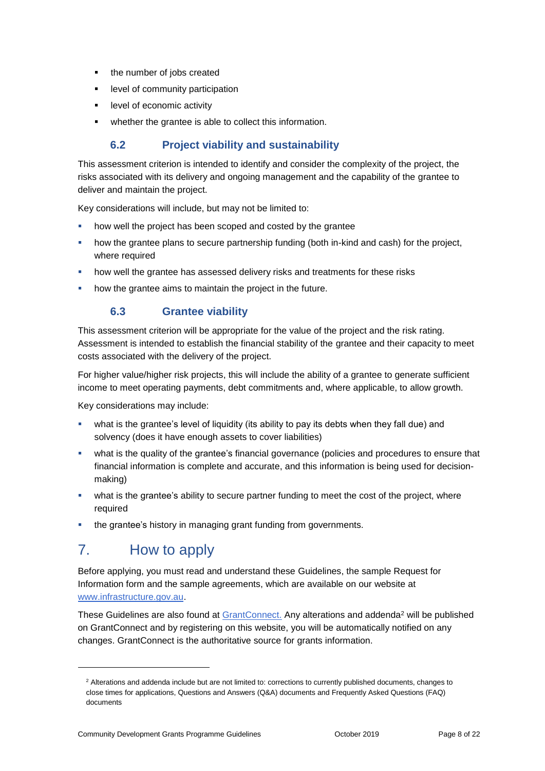- the number of jobs created
- level of community participation
- level of economic activity
- whether the grantee is able to collect this information.

### 6.2 Project viability and sustainability

This assessment criterion is intended to identify and consider the complexity of the project, the risks associated with its delivery and ongoing management and the capability of the grantee to deliver and maintain the project.

Key considerations will include, but may not be limited to:

- how well the project has been scoped and costed by the grantee
- how the grantee plans to secure partnership funding (both in-kind and cash) for the project, where required
- how well the grantee has assessed delivery risks and treatments for these risks
- how the grantee aims to maintain the project in the future.

### 6.3 Grantee viability

This assessment criterion will be appropriate for the value of the project and the risk rating. Assessment is intended to establish the financial stability of the grantee and their capacity to meet costs associated with the delivery of the project.

For higher value/higher risk projects, this will include the ability of a grantee to generate sufficient income to meet operating payments, debt commitments and, where applicable, to allow growth.

Key considerations may include:

- what is the grantee's level of liquidity (its ability to pay its debts when they fall due) and solvency (does it have enough assets to cover liabilities)
- what is the quality of the grantee's financial governance (policies and procedures to ensure that financial information is complete and accurate, and this information is being used for decision-making)
- what is the grantee's ability to secure partner funding to meet the cost of the project, where required
- the grantee's history in managing grant funding from governments.

## 7. How to apply

Before applying, you must read and understand these Guidelines, the sample Request for Information form and the sample agreements, which are available on our website at [www.infrastructure.gov.au](www.infrastructure.gov.au).

These Guidelines are also found at [GrantConnect.](GrantConnect) Any alterations and addenda[2] will be published on GrantConnect and by registering on this website, you will be automatically notified on any changes. GrantConnect is the authoritative source for grants information.

---

[2] Alterations and addenda include but are not limited to: corrections to currently published documents, changes to close times for applications, Questions and Answers (Q&A) documents and Frequently Asked Questions (FAQ) documents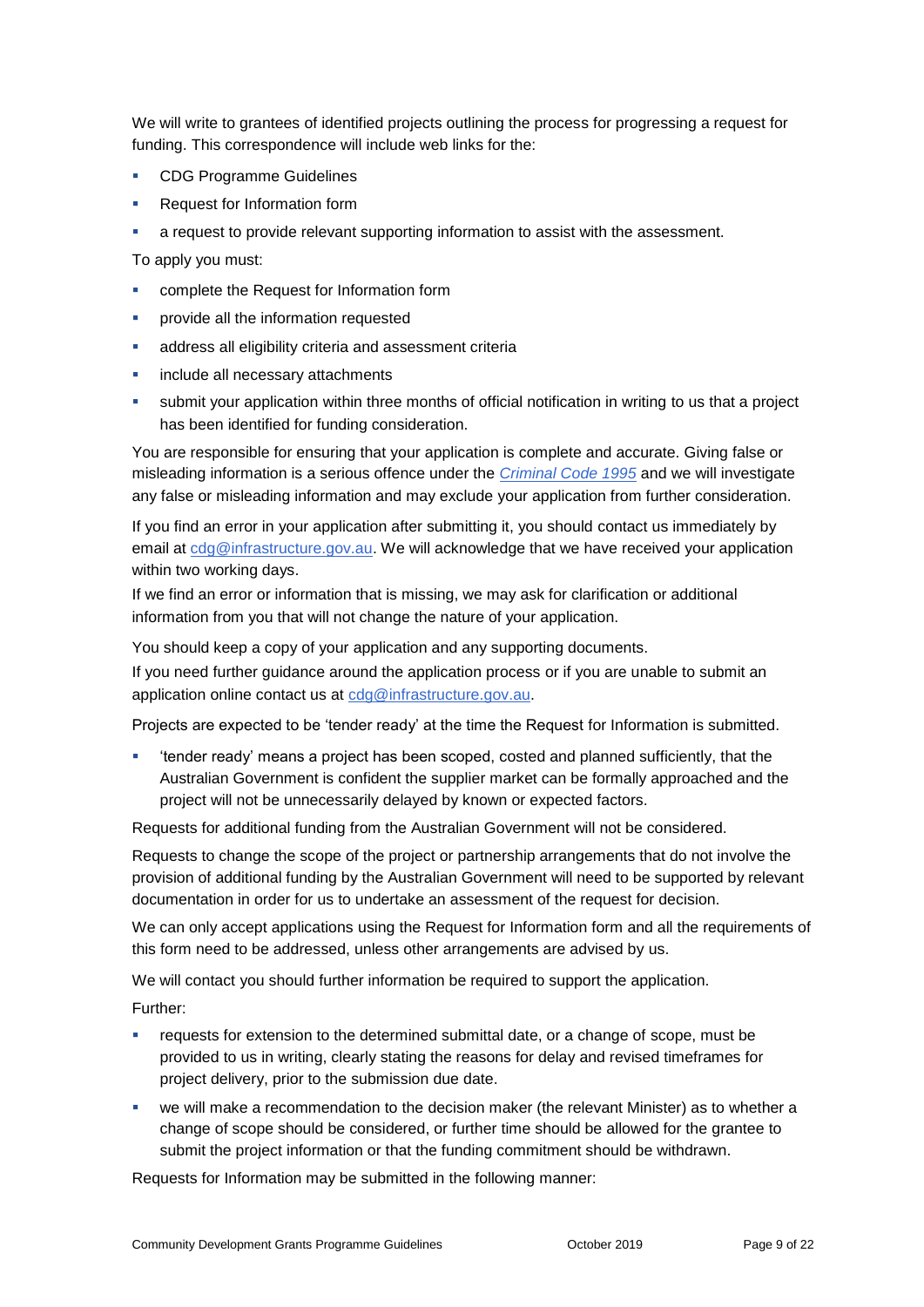We will write to grantees of identified projects outlining the process for progressing a request for funding. This correspondence will include web links for the:

- CDG Programme Guidelines
- Request for Information form
- a request to provide relevant supporting information to assist with the assessment.

To apply you must:

- complete the Request for Information form
- provide all the information requested
- address all eligibility criteria and assessment criteria
- include all necessary attachments
- submit your application within three months of official notification in writing to us that a project has been identified for funding consideration.

You are responsible for ensuring that your application is complete and accurate. Giving false or misleading information is a serious offence under the *Criminal Code 1995* and we will investigate any false or misleading information and may exclude your application from further consideration.

If you find an error in your application after submitting it, you should contact us immediately by email at cdg@infrastructure.gov.au. We will acknowledge that we have received your application within two working days.

If we find an error or information that is missing, we may ask for clarification or additional information from you that will not change the nature of your application.

You should keep a copy of your application and any supporting documents.

If you need further guidance around the application process or if you are unable to submit an application online contact us at cdg@infrastructure.gov.au.

Projects are expected to be 'tender ready' at the time the Request for Information is submitted.

- 'tender ready' means a project has been scoped, costed and planned sufficiently, that the Australian Government is confident the supplier market can be formally approached and the project will not be unnecessarily delayed by known or expected factors.

Requests for additional funding from the Australian Government will not be considered.

Requests to change the scope of the project or partnership arrangements that do not involve the provision of additional funding by the Australian Government will need to be supported by relevant documentation in order for us to undertake an assessment of the request for decision.

We can only accept applications using the Request for Information form and all the requirements of this form need to be addressed, unless other arrangements are advised by us.

We will contact you should further information be required to support the application.

Further:

- requests for extension to the determined submittal date, or a change of scope, must be provided to us in writing, clearly stating the reasons for delay and revised timeframes for project delivery, prior to the submission due date.
- we will make a recommendation to the decision maker (the relevant Minister) as to whether a change of scope should be considered, or further time should be allowed for the grantee to submit the project information or that the funding commitment should be withdrawn.

Requests for Information may be submitted in the following manner: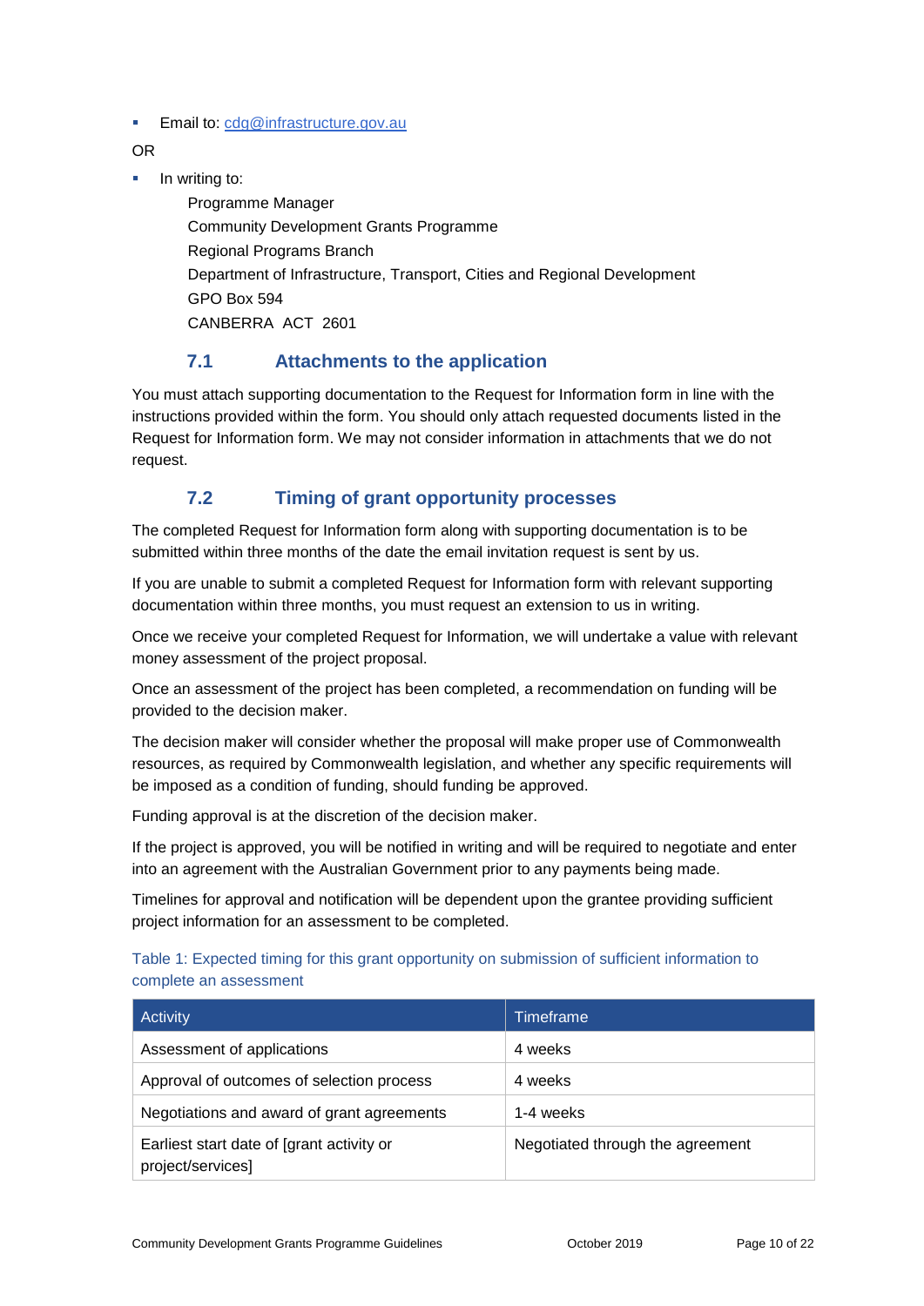- Email to: cdg@infrastructure.gov.au

OR

- In writing to:

  Programme Manager
  Community Development Grants Programme
  Regional Programs Branch
  Department of Infrastructure, Transport, Cities and Regional Development
  GPO Box 594
  CANBERRA ACT 2601

### 7.1 Attachments to the application

You must attach supporting documentation to the Request for Information form in line with the instructions provided within the form. You should only attach requested documents listed in the Request for Information form. We may not consider information in attachments that we do not request.

### 7.2 Timing of grant opportunity processes

The completed Request for Information form along with supporting documentation is to be submitted within three months of the date the email invitation request is sent by us.

If you are unable to submit a completed Request for Information form with relevant supporting documentation within three months, you must request an extension to us in writing.

Once we receive your completed Request for Information, we will undertake a value with relevant money assessment of the project proposal.

Once an assessment of the project has been completed, a recommendation on funding will be provided to the decision maker.

The decision maker will consider whether the proposal will make proper use of Commonwealth resources, as required by Commonwealth legislation, and whether any specific requirements will be imposed as a condition of funding, should funding be approved.

Funding approval is at the discretion of the decision maker.

If the project is approved, you will be notified in writing and will be required to negotiate and enter into an agreement with the Australian Government prior to any payments being made.

Timelines for approval and notification will be dependent upon the grantee providing sufficient project information for an assessment to be completed.

Table 1: Expected timing for this grant opportunity on submission of sufficient information to complete an assessment

| Activity | Timeframe |
| --- | --- |
| Assessment of applications | 4 weeks |
| Approval of outcomes of selection process | 4 weeks |
| Negotiations and award of grant agreements | 1-4 weeks |
| Earliest start date of [grant activity or project/services] | Negotiated through the agreement |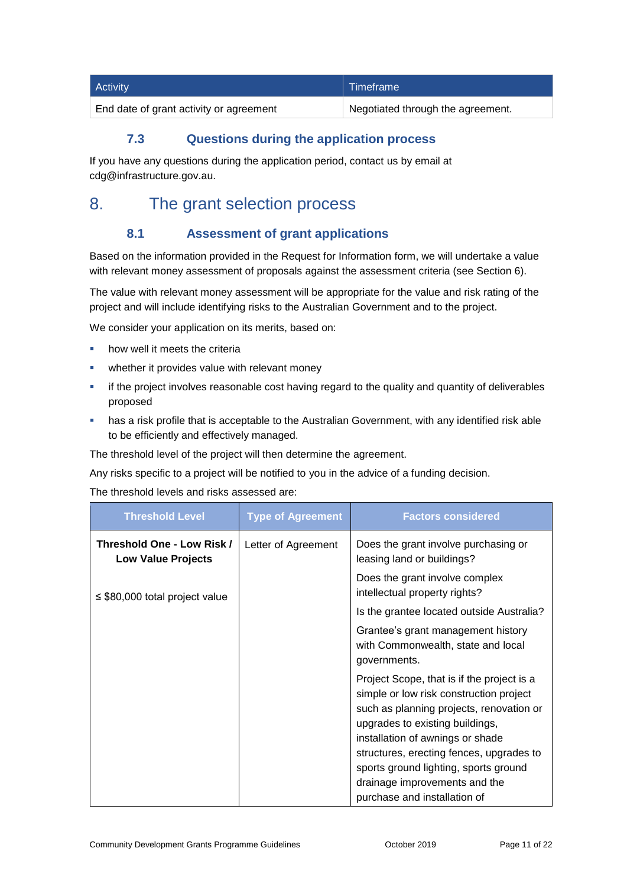| Activity | Timeframe |
| --- | --- |
| End date of grant activity or agreement | Negotiated through the agreement. |

### 7.3 Questions during the application process

If you have any questions during the application period, contact us by email at cdg@infrastructure.gov.au.

## 8. The grant selection process

### 8.1 Assessment of grant applications

Based on the information provided in the Request for Information form, we will undertake a value with relevant money assessment of proposals against the assessment criteria (see Section 6).

The value with relevant money assessment will be appropriate for the value and risk rating of the project and will include identifying risks to the Australian Government and to the project.

We consider your application on its merits, based on:

- how well it meets the criteria
- whether it provides value with relevant money
- if the project involves reasonable cost having regard to the quality and quantity of deliverables proposed
- has a risk profile that is acceptable to the Australian Government, with any identified risk able to be efficiently and effectively managed.

The threshold level of the project will then determine the agreement.

Any risks specific to a project will be notified to you in the advice of a funding decision.

The threshold levels and risks assessed are:

| Threshold Level | Type of Agreement | Factors considered |
| --- | --- | --- |
| **Threshold One - Low Risk / Low Value Projects**<br><br>≤ $80,000 total project value | Letter of Agreement | Does the grant involve purchasing or leasing land or buildings?<br>Does the grant involve complex intellectual property rights?<br>Is the grantee located outside Australia?<br>Grantee's grant management history with Commonwealth, state and local governments.<br>Project Scope, that is if the project is a simple or low risk construction project such as planning projects, renovation or upgrades to existing buildings, installation of awnings or shade structures, erecting fences, upgrades to sports ground lighting, sports ground drainage improvements and the purchase and installation of |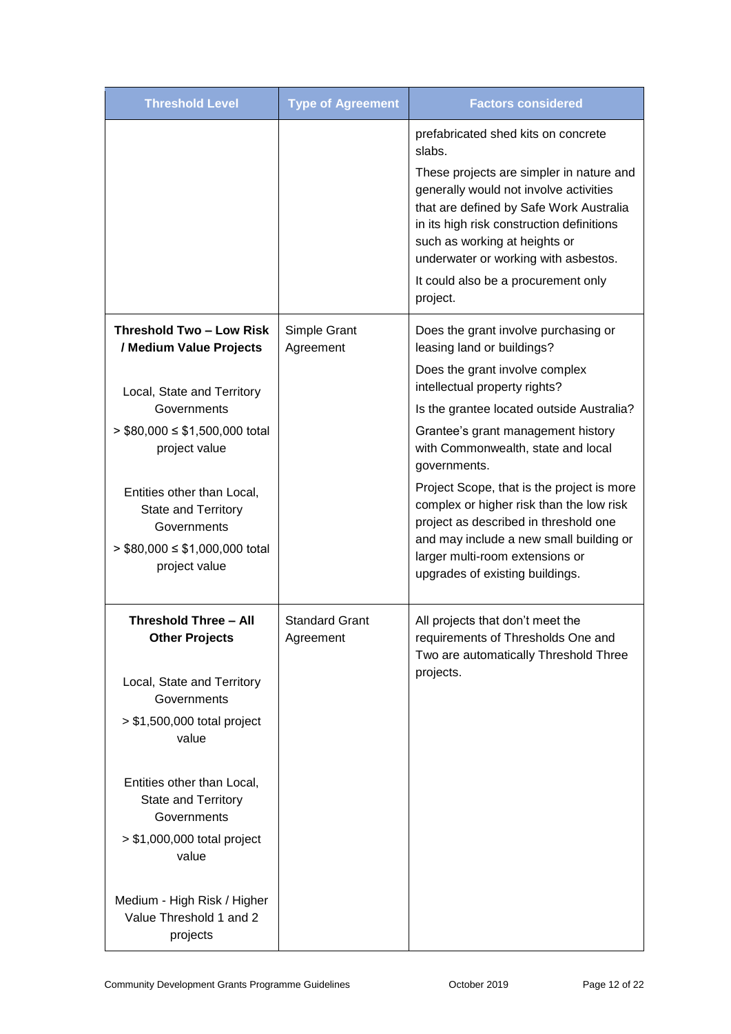| Threshold Level | Type of Agreement | Factors considered |
| --- | --- | --- |
| | | prefabricated shed kits on concrete slabs.<br><br>These projects are simpler in nature and generally would not involve activities that are defined by Safe Work Australia in its high risk construction definitions such as working at heights or underwater or working with asbestos.<br><br>It could also be a procurement only project. |
| **Threshold Two – Low Risk / Medium Value Projects**<br><br>Local, State and Territory Governments<br><br>> \$80,000 ≤ \$1,500,000 total project value<br><br>Entities other than Local, State and Territory Governments<br><br>> \$80,000 ≤ \$1,000,000 total project value | Simple Grant Agreement | Does the grant involve purchasing or leasing land or buildings?<br><br>Does the grant involve complex intellectual property rights?<br><br>Is the grantee located outside Australia?<br><br>Grantee's grant management history with Commonwealth, state and local governments.<br><br>Project Scope, that is the project is more complex or higher risk than the low risk project as described in threshold one and may include a new small building or larger multi-room extensions or upgrades of existing buildings. |
| **Threshold Three – All Other Projects**<br><br>Local, State and Territory Governments<br><br>> \$1,500,000 total project value<br><br>Entities other than Local, State and Territory Governments<br><br>> \$1,000,000 total project value<br><br>Medium - High Risk / Higher Value Threshold 1 and 2 projects | Standard Grant Agreement | All projects that don't meet the requirements of Thresholds One and Two are automatically Threshold Three projects. |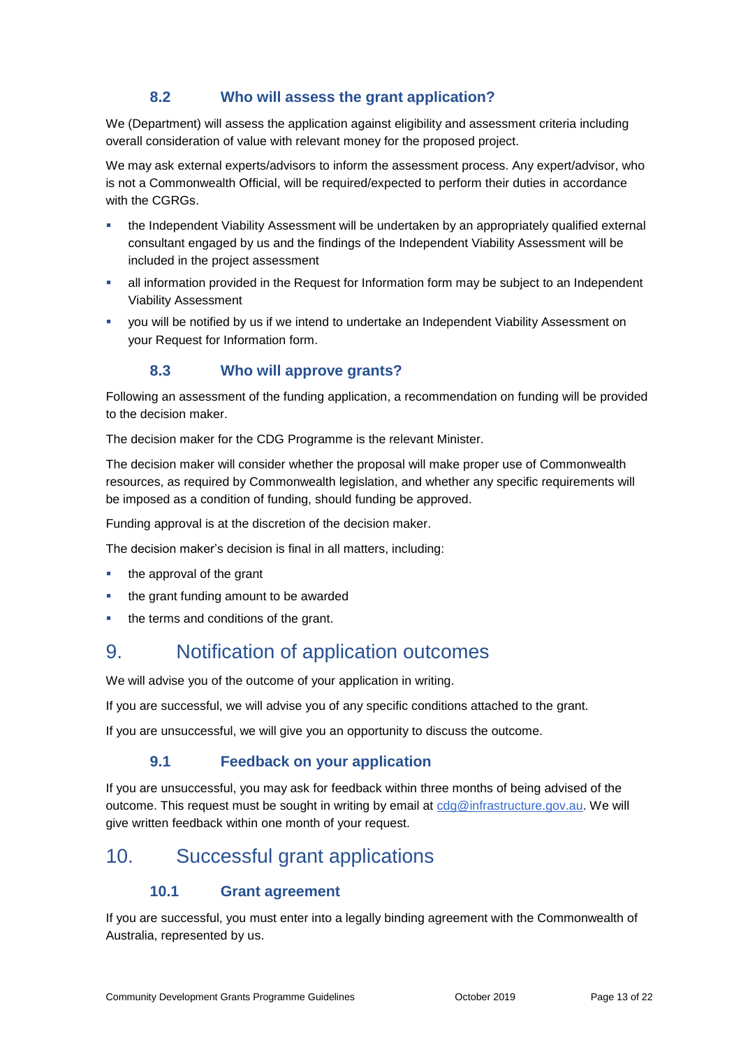### 8.2 Who will assess the grant application?

We (Department) will assess the application against eligibility and assessment criteria including overall consideration of value with relevant money for the proposed project.

We may ask external experts/advisors to inform the assessment process. Any expert/advisor, who is not a Commonwealth Official, will be required/expected to perform their duties in accordance with the CGRGs.

- the Independent Viability Assessment will be undertaken by an appropriately qualified external consultant engaged by us and the findings of the Independent Viability Assessment will be included in the project assessment
- all information provided in the Request for Information form may be subject to an Independent Viability Assessment
- you will be notified by us if we intend to undertake an Independent Viability Assessment on your Request for Information form.

### 8.3 Who will approve grants?

Following an assessment of the funding application, a recommendation on funding will be provided to the decision maker.

The decision maker for the CDG Programme is the relevant Minister.

The decision maker will consider whether the proposal will make proper use of Commonwealth resources, as required by Commonwealth legislation, and whether any specific requirements will be imposed as a condition of funding, should funding be approved.

Funding approval is at the discretion of the decision maker.

The decision maker's decision is final in all matters, including:

- the approval of the grant
- the grant funding amount to be awarded
- the terms and conditions of the grant.

## 9. Notification of application outcomes

We will advise you of the outcome of your application in writing.

If you are successful, we will advise you of any specific conditions attached to the grant.

If you are unsuccessful, we will give you an opportunity to discuss the outcome.

### 9.1 Feedback on your application

If you are unsuccessful, you may ask for feedback within three months of being advised of the outcome. This request must be sought in writing by email at cdg@infrastructure.gov.au. We will give written feedback within one month of your request.

## 10. Successful grant applications

### 10.1 Grant agreement

If you are successful, you must enter into a legally binding agreement with the Commonwealth of Australia, represented by us.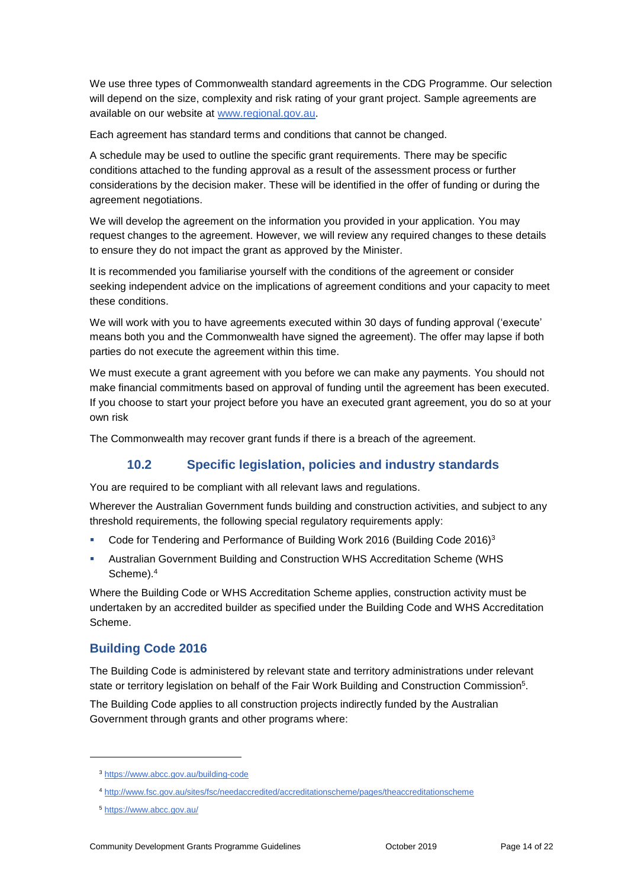We use three types of Commonwealth standard agreements in the CDG Programme. Our selection will depend on the size, complexity and risk rating of your grant project. Sample agreements are available on our website at [www.regional.gov.au](http://www.regional.gov.au).

Each agreement has standard terms and conditions that cannot be changed.

A schedule may be used to outline the specific grant requirements. There may be specific conditions attached to the funding approval as a result of the assessment process or further considerations by the decision maker. These will be identified in the offer of funding or during the agreement negotiations.

We will develop the agreement on the information you provided in your application. You may request changes to the agreement. However, we will review any required changes to these details to ensure they do not impact the grant as approved by the Minister.

It is recommended you familiarise yourself with the conditions of the agreement or consider seeking independent advice on the implications of agreement conditions and your capacity to meet these conditions.

We will work with you to have agreements executed within 30 days of funding approval ('execute' means both you and the Commonwealth have signed the agreement). The offer may lapse if both parties do not execute the agreement within this time.

We must execute a grant agreement with you before we can make any payments. You should not make financial commitments based on approval of funding until the agreement has been executed. If you choose to start your project before you have an executed grant agreement, you do so at your own risk

The Commonwealth may recover grant funds if there is a breach of the agreement.

### 10.2 Specific legislation, policies and industry standards

You are required to be compliant with all relevant laws and regulations.

Wherever the Australian Government funds building and construction activities, and subject to any threshold requirements, the following special regulatory requirements apply:

- Code for Tendering and Performance of Building Work 2016 (Building Code 2016)[3]
- Australian Government Building and Construction WHS Accreditation Scheme (WHS Scheme).[4]

Where the Building Code or WHS Accreditation Scheme applies, construction activity must be undertaken by an accredited builder as specified under the Building Code and WHS Accreditation Scheme.

### Building Code 2016

The Building Code is administered by relevant state and territory administrations under relevant state or territory legislation on behalf of the Fair Work Building and Construction Commission[5].

The Building Code applies to all construction projects indirectly funded by the Australian Government through grants and other programs where:

---

[3] https://www.abcc.gov.au/building-code

[4] http://www.fsc.gov.au/sites/fsc/needaccredited/accreditationscheme/pages/theaccreditationscheme

[5] https://www.abcc.gov.au/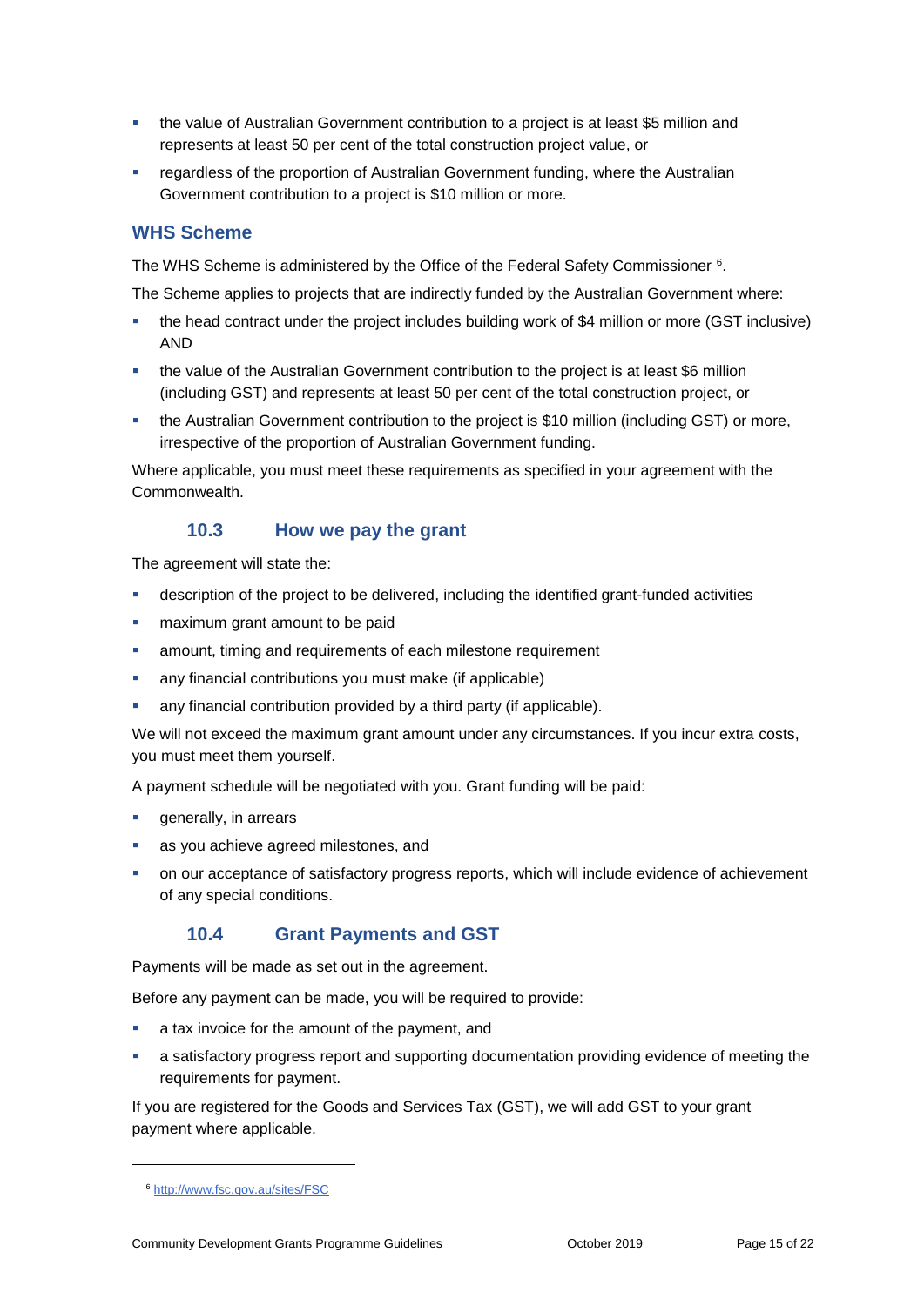- the value of Australian Government contribution to a project is at least $5 million and represents at least 50 per cent of the total construction project value, or
- regardless of the proportion of Australian Government funding, where the Australian Government contribution to a project is $10 million or more.

### WHS Scheme

The WHS Scheme is administered by the Office of the Federal Safety Commissioner [6].

The Scheme applies to projects that are indirectly funded by the Australian Government where:

- the head contract under the project includes building work of $4 million or more (GST inclusive) AND
- the value of the Australian Government contribution to the project is at least $6 million (including GST) and represents at least 50 per cent of the total construction project, or
- the Australian Government contribution to the project is $10 million (including GST) or more, irrespective of the proportion of Australian Government funding.

Where applicable, you must meet these requirements as specified in your agreement with the Commonwealth.

## 10.3 How we pay the grant

The agreement will state the:

- description of the project to be delivered, including the identified grant-funded activities
- maximum grant amount to be paid
- amount, timing and requirements of each milestone requirement
- any financial contributions you must make (if applicable)
- any financial contribution provided by a third party (if applicable).

We will not exceed the maximum grant amount under any circumstances. If you incur extra costs, you must meet them yourself.

A payment schedule will be negotiated with you. Grant funding will be paid:

- generally, in arrears
- as you achieve agreed milestones, and
- on our acceptance of satisfactory progress reports, which will include evidence of achievement of any special conditions.

## 10.4 Grant Payments and GST

Payments will be made as set out in the agreement.

Before any payment can be made, you will be required to provide:

- a tax invoice for the amount of the payment, and
- a satisfactory progress report and supporting documentation providing evidence of meeting the requirements for payment.

If you are registered for the Goods and Services Tax (GST), we will add GST to your grant payment where applicable.

---

[6] http://www.fsc.gov.au/sites/FSC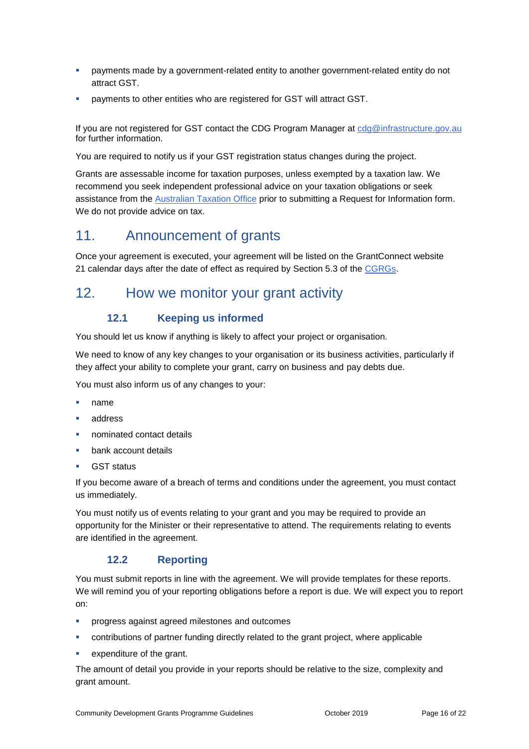- payments made by a government-related entity to another government-related entity do not attract GST.
- payments to other entities who are registered for GST will attract GST.

If you are not registered for GST contact the CDG Program Manager at [cdg@infrastructure.gov.au](mailto:cdg@infrastructure.gov.au) for further information.

You are required to notify us if your GST registration status changes during the project.

Grants are assessable income for taxation purposes, unless exempted by a taxation law. We recommend you seek independent professional advice on your taxation obligations or seek assistance from the Australian Taxation Office prior to submitting a Request for Information form. We do not provide advice on tax.

# 11. Announcement of grants

Once your agreement is executed, your agreement will be listed on the GrantConnect website 21 calendar days after the date of effect as required by Section 5.3 of the CGRGs.

# 12. How we monitor your grant activity

## 12.1 Keeping us informed

You should let us know if anything is likely to affect your project or organisation.

We need to know of any key changes to your organisation or its business activities, particularly if they affect your ability to complete your grant, carry on business and pay debts due.

You must also inform us of any changes to your:

- name
- address
- nominated contact details
- bank account details
- GST status

If you become aware of a breach of terms and conditions under the agreement, you must contact us immediately.

You must notify us of events relating to your grant and you may be required to provide an opportunity for the Minister or their representative to attend. The requirements relating to events are identified in the agreement.

## 12.2 Reporting

You must submit reports in line with the agreement. We will provide templates for these reports. We will remind you of your reporting obligations before a report is due. We will expect you to report on:

- progress against agreed milestones and outcomes
- contributions of partner funding directly related to the grant project, where applicable
- expenditure of the grant.

The amount of detail you provide in your reports should be relative to the size, complexity and grant amount.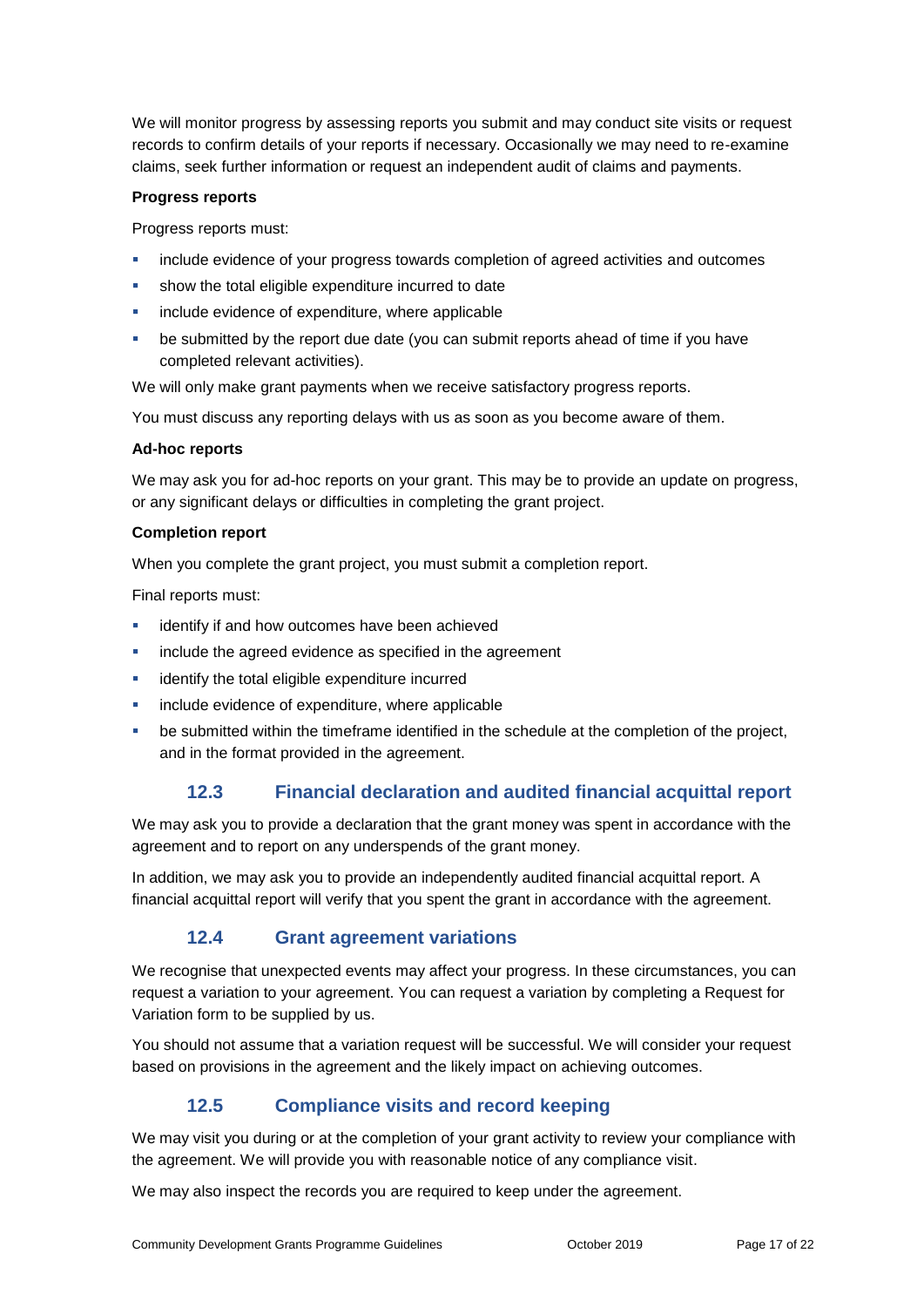We will monitor progress by assessing reports you submit and may conduct site visits or request records to confirm details of your reports if necessary. Occasionally we may need to re-examine claims, seek further information or request an independent audit of claims and payments.

**Progress reports**

Progress reports must:

- include evidence of your progress towards completion of agreed activities and outcomes
- show the total eligible expenditure incurred to date
- include evidence of expenditure, where applicable
- be submitted by the report due date (you can submit reports ahead of time if you have completed relevant activities).

We will only make grant payments when we receive satisfactory progress reports.

You must discuss any reporting delays with us as soon as you become aware of them.

**Ad-hoc reports**

We may ask you for ad-hoc reports on your grant. This may be to provide an update on progress, or any significant delays or difficulties in completing the grant project.

**Completion report**

When you complete the grant project, you must submit a completion report.

Final reports must:

- identify if and how outcomes have been achieved
- include the agreed evidence as specified in the agreement
- identify the total eligible expenditure incurred
- include evidence of expenditure, where applicable
- be submitted within the timeframe identified in the schedule at the completion of the project, and in the format provided in the agreement.

### 12.3 Financial declaration and audited financial acquittal report

We may ask you to provide a declaration that the grant money was spent in accordance with the agreement and to report on any underspends of the grant money.

In addition, we may ask you to provide an independently audited financial acquittal report. A financial acquittal report will verify that you spent the grant in accordance with the agreement.

### 12.4 Grant agreement variations

We recognise that unexpected events may affect your progress. In these circumstances, you can request a variation to your agreement. You can request a variation by completing a Request for Variation form to be supplied by us.

You should not assume that a variation request will be successful. We will consider your request based on provisions in the agreement and the likely impact on achieving outcomes.

### 12.5 Compliance visits and record keeping

We may visit you during or at the completion of your grant activity to review your compliance with the agreement. We will provide you with reasonable notice of any compliance visit.

We may also inspect the records you are required to keep under the agreement.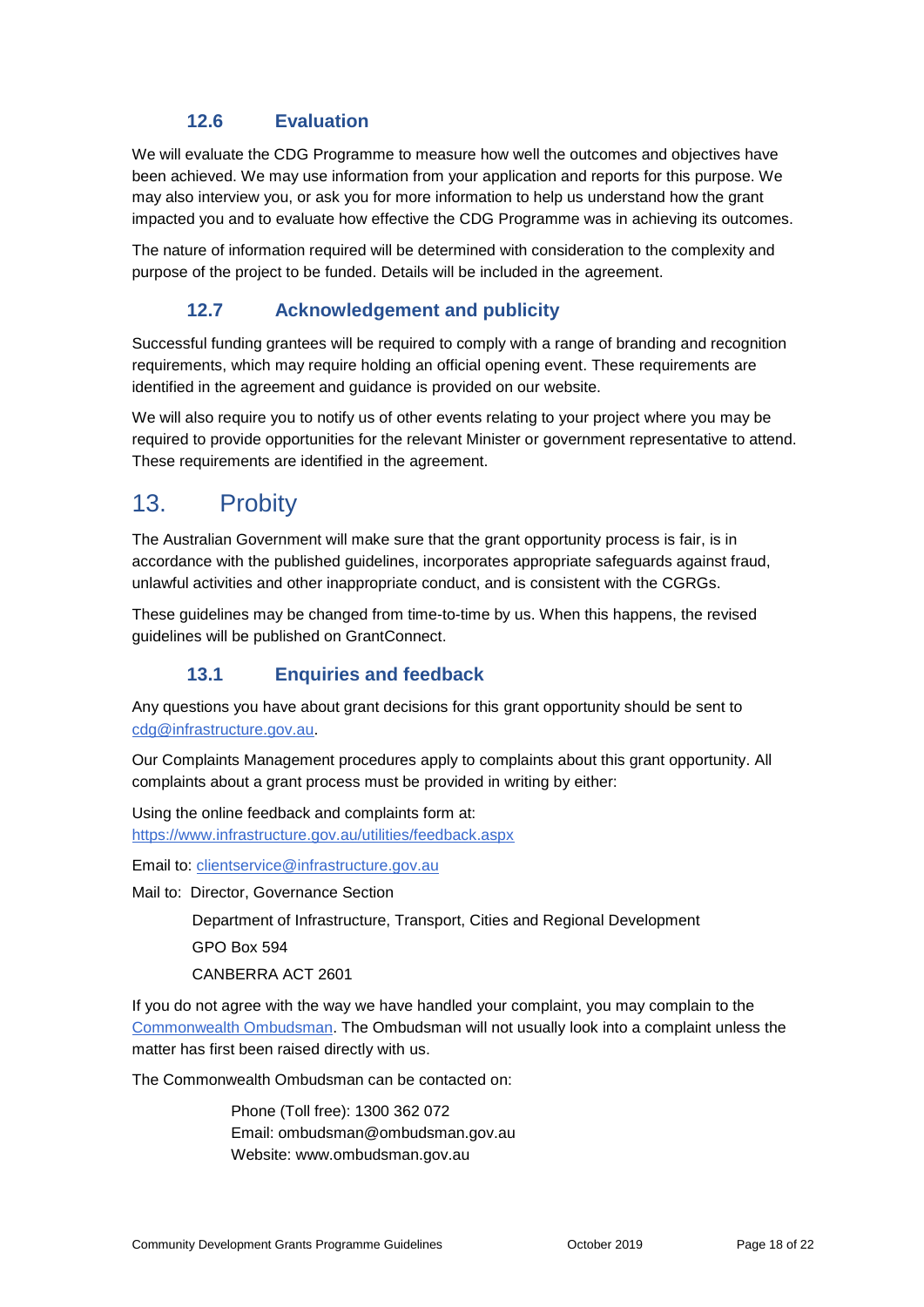### 12.6 Evaluation

We will evaluate the CDG Programme to measure how well the outcomes and objectives have been achieved. We may use information from your application and reports for this purpose. We may also interview you, or ask you for more information to help us understand how the grant impacted you and to evaluate how effective the CDG Programme was in achieving its outcomes.

The nature of information required will be determined with consideration to the complexity and purpose of the project to be funded. Details will be included in the agreement.

### 12.7 Acknowledgement and publicity

Successful funding grantees will be required to comply with a range of branding and recognition requirements, which may require holding an official opening event. These requirements are identified in the agreement and guidance is provided on our website.

We will also require you to notify us of other events relating to your project where you may be required to provide opportunities for the relevant Minister or government representative to attend. These requirements are identified in the agreement.

## 13. Probity

The Australian Government will make sure that the grant opportunity process is fair, is in accordance with the published guidelines, incorporates appropriate safeguards against fraud, unlawful activities and other inappropriate conduct, and is consistent with the CGRGs.

These guidelines may be changed from time-to-time by us. When this happens, the revised guidelines will be published on GrantConnect.

### 13.1 Enquiries and feedback

Any questions you have about grant decisions for this grant opportunity should be sent to [cdg@infrastructure.gov.au](mailto:cdg@infrastructure.gov.au).

Our Complaints Management procedures apply to complaints about this grant opportunity. All complaints about a grant process must be provided in writing by either:

Using the online feedback and complaints form at:
[https://www.infrastructure.gov.au/utilities/feedback.aspx](https://www.infrastructure.gov.au/utilities/feedback.aspx)

Email to: [clientservice@infrastructure.gov.au](mailto:clientservice@infrastructure.gov.au)

Mail to: Director, Governance Section

Department of Infrastructure, Transport, Cities and Regional Development

GPO Box 594

CANBERRA ACT 2601

If you do not agree with the way we have handled your complaint, you may complain to the [Commonwealth Ombudsman](http://www.ombudsman.gov.au). The Ombudsman will not usually look into a complaint unless the matter has first been raised directly with us.

The Commonwealth Ombudsman can be contacted on:

Phone (Toll free): 1300 362 072
Email: ombudsman@ombudsman.gov.au
Website: www.ombudsman.gov.au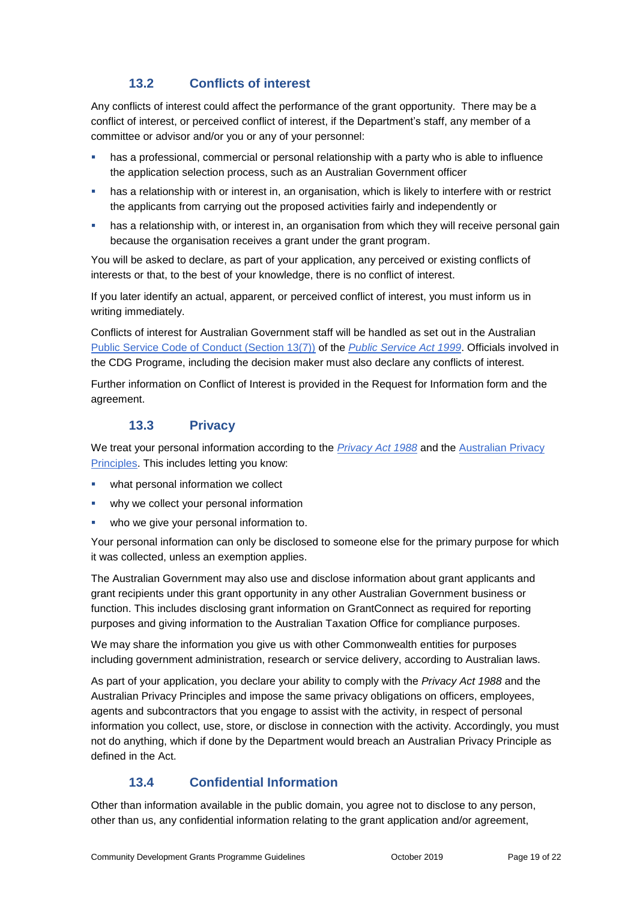### 13.2 Conflicts of interest

Any conflicts of interest could affect the performance of the grant opportunity. There may be a conflict of interest, or perceived conflict of interest, if the Department's staff, any member of a committee or advisor and/or you or any of your personnel:

- has a professional, commercial or personal relationship with a party who is able to influence the application selection process, such as an Australian Government officer
- has a relationship with or interest in, an organisation, which is likely to interfere with or restrict the applicants from carrying out the proposed activities fairly and independently or
- has a relationship with, or interest in, an organisation from which they will receive personal gain because the organisation receives a grant under the grant program.

You will be asked to declare, as part of your application, any perceived or existing conflicts of interests or that, to the best of your knowledge, there is no conflict of interest.

If you later identify an actual, apparent, or perceived conflict of interest, you must inform us in writing immediately.

Conflicts of interest for Australian Government staff will be handled as set out in the Australian Public Service Code of Conduct (Section 13(7)) of the *Public Service Act 1999*. Officials involved in the CDG Programe, including the decision maker must also declare any conflicts of interest.

Further information on Conflict of Interest is provided in the Request for Information form and the agreement.

### 13.3 Privacy

We treat your personal information according to the *Privacy Act 1988* and the Australian Privacy Principles. This includes letting you know:

- what personal information we collect
- why we collect your personal information
- who we give your personal information to.

Your personal information can only be disclosed to someone else for the primary purpose for which it was collected, unless an exemption applies.

The Australian Government may also use and disclose information about grant applicants and grant recipients under this grant opportunity in any other Australian Government business or function. This includes disclosing grant information on GrantConnect as required for reporting purposes and giving information to the Australian Taxation Office for compliance purposes.

We may share the information you give us with other Commonwealth entities for purposes including government administration, research or service delivery, according to Australian laws.

As part of your application, you declare your ability to comply with the *Privacy Act 1988* and the Australian Privacy Principles and impose the same privacy obligations on officers, employees, agents and subcontractors that you engage to assist with the activity, in respect of personal information you collect, use, store, or disclose in connection with the activity. Accordingly, you must not do anything, which if done by the Department would breach an Australian Privacy Principle as defined in the Act.

### 13.4 Confidential Information

Other than information available in the public domain, you agree not to disclose to any person, other than us, any confidential information relating to the grant application and/or agreement,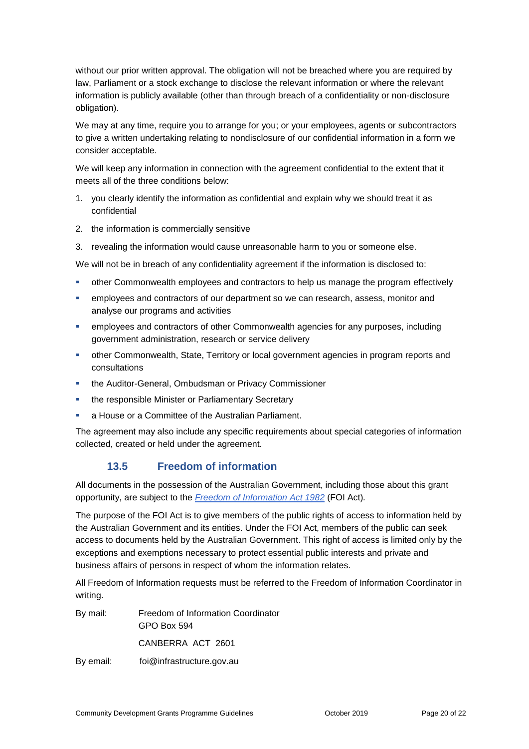without our prior written approval. The obligation will not be breached where you are required by law, Parliament or a stock exchange to disclose the relevant information or where the relevant information is publicly available (other than through breach of a confidentiality or non-disclosure obligation).

We may at any time, require you to arrange for you; or your employees, agents or subcontractors to give a written undertaking relating to nondisclosure of our confidential information in a form we consider acceptable.

We will keep any information in connection with the agreement confidential to the extent that it meets all of the three conditions below:

1. you clearly identify the information as confidential and explain why we should treat it as confidential
2. the information is commercially sensitive
3. revealing the information would cause unreasonable harm to you or someone else.

We will not be in breach of any confidentiality agreement if the information is disclosed to:

- other Commonwealth employees and contractors to help us manage the program effectively
- employees and contractors of our department so we can research, assess, monitor and analyse our programs and activities
- employees and contractors of other Commonwealth agencies for any purposes, including government administration, research or service delivery
- other Commonwealth, State, Territory or local government agencies in program reports and consultations
- the Auditor-General, Ombudsman or Privacy Commissioner
- the responsible Minister or Parliamentary Secretary
- a House or a Committee of the Australian Parliament.

The agreement may also include any specific requirements about special categories of information collected, created or held under the agreement.

### 13.5 Freedom of information

All documents in the possession of the Australian Government, including those about this grant opportunity, are subject to the *Freedom of Information Act 1982* (FOI Act).

The purpose of the FOI Act is to give members of the public rights of access to information held by the Australian Government and its entities. Under the FOI Act, members of the public can seek access to documents held by the Australian Government. This right of access is limited only by the exceptions and exemptions necessary to protect essential public interests and private and business affairs of persons in respect of whom the information relates.

All Freedom of Information requests must be referred to the Freedom of Information Coordinator in writing.

By mail: Freedom of Information Coordinator
GPO Box 594
CANBERRA ACT 2601

By email: foi@infrastructure.gov.au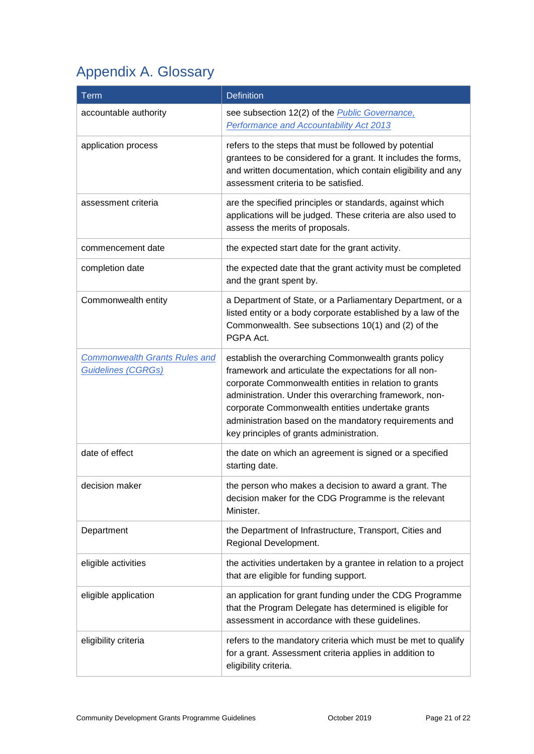# Appendix A. Glossary

| Term | Definition |
|---|---|
| accountable authority | see subsection 12(2) of the *Public Governance, Performance and Accountability Act 2013* |
| application process | refers to the steps that must be followed by potential grantees to be considered for a grant. It includes the forms, and written documentation, which contain eligibility and any assessment criteria to be satisfied. |
| assessment criteria | are the specified principles or standards, against which applications will be judged. These criteria are also used to assess the merits of proposals. |
| commencement date | the expected start date for the grant activity. |
| completion date | the expected date that the grant activity must be completed and the grant spent by. |
| Commonwealth entity | a Department of State, or a Parliamentary Department, or a listed entity or a body corporate established by a law of the Commonwealth. See subsections 10(1) and (2) of the PGPA Act. |
| *Commonwealth Grants Rules and Guidelines (CGRGs)* | establish the overarching Commonwealth grants policy framework and articulate the expectations for all non-corporate Commonwealth entities in relation to grants administration. Under this overarching framework, non-corporate Commonwealth entities undertake grants administration based on the mandatory requirements and key principles of grants administration. |
| date of effect | the date on which an agreement is signed or a specified starting date. |
| decision maker | the person who makes a decision to award a grant. The decision maker for the CDG Programme is the relevant Minister. |
| Department | the Department of Infrastructure, Transport, Cities and Regional Development. |
| eligible activities | the activities undertaken by a grantee in relation to a project that are eligible for funding support. |
| eligible application | an application for grant funding under the CDG Programme that the Program Delegate has determined is eligible for assessment in accordance with these guidelines. |
| eligibility criteria | refers to the mandatory criteria which must be met to qualify for a grant. Assessment criteria applies in addition to eligibility criteria. |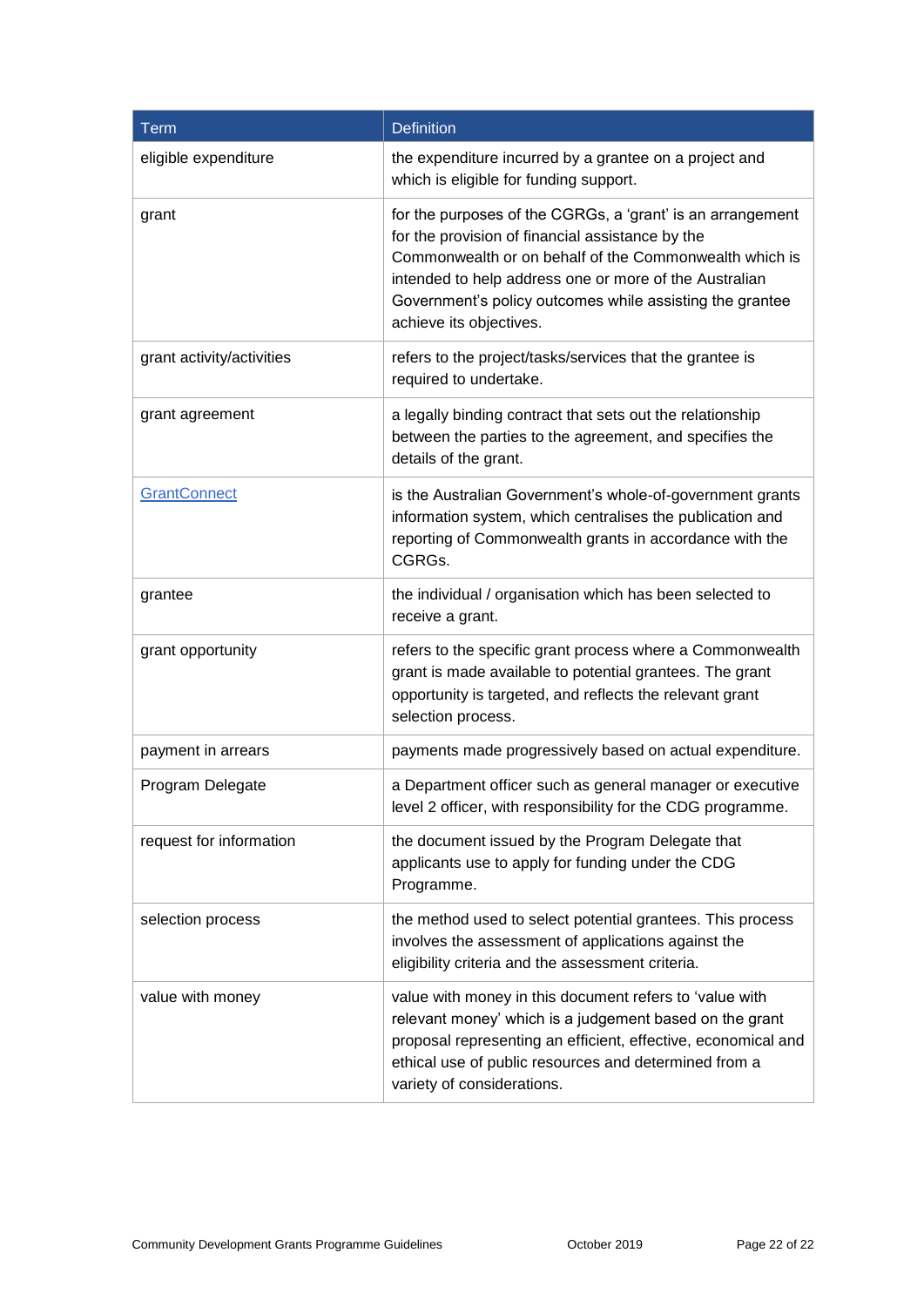| Term | Definition |
|---|---|
| eligible expenditure | the expenditure incurred by a grantee on a project and which is eligible for funding support. |
| grant | for the purposes of the CGRGs, a 'grant' is an arrangement for the provision of financial assistance by the Commonwealth or on behalf of the Commonwealth which is intended to help address one or more of the Australian Government's policy outcomes while assisting the grantee achieve its objectives. |
| grant activity/activities | refers to the project/tasks/services that the grantee is required to undertake. |
| grant agreement | a legally binding contract that sets out the relationship between the parties to the agreement, and specifies the details of the grant. |
| GrantConnect | is the Australian Government's whole-of-government grants information system, which centralises the publication and reporting of Commonwealth grants in accordance with the CGRGs. |
| grantee | the individual / organisation which has been selected to receive a grant. |
| grant opportunity | refers to the specific grant process where a Commonwealth grant is made available to potential grantees. The grant opportunity is targeted, and reflects the relevant grant selection process. |
| payment in arrears | payments made progressively based on actual expenditure. |
| Program Delegate | a Department officer such as general manager or executive level 2 officer, with responsibility for the CDG programme. |
| request for information | the document issued by the Program Delegate that applicants use to apply for funding under the CDG Programme. |
| selection process | the method used to select potential grantees. This process involves the assessment of applications against the eligibility criteria and the assessment criteria. |
| value with money | value with money in this document refers to 'value with relevant money' which is a judgement based on the grant proposal representing an efficient, effective, economical and ethical use of public resources and determined from a variety of considerations. |